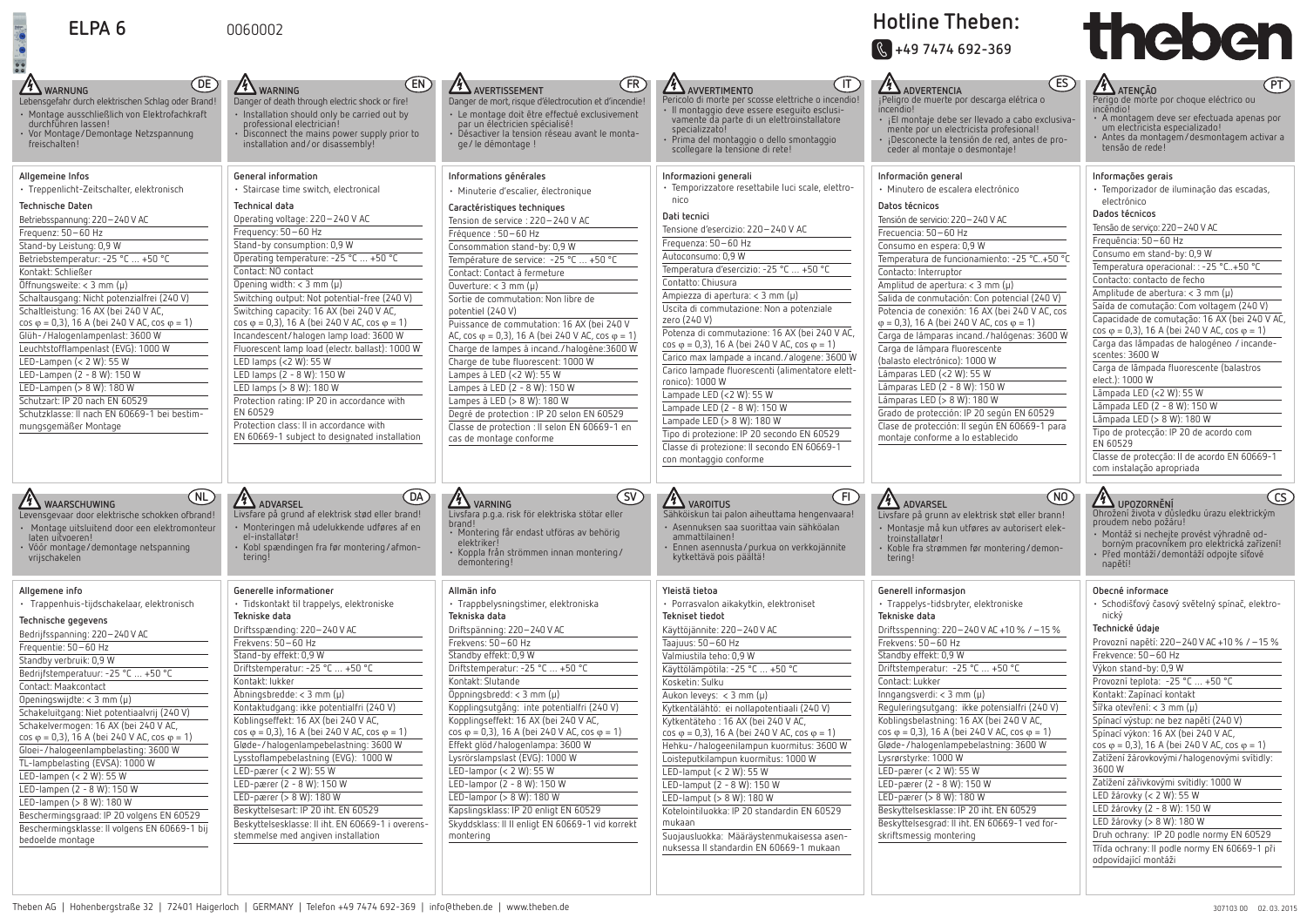# ELPA 6

0060002

Hotline Theben:

+49 7474 692-369

theben

## DE

**WARNUNG**

Lebensgefahr durch elektrischen Schlag oder Brand!
- Montage ausschließlich von Elektrofachkraft durchführen lassen!
- Vor Montage / Demontage Netzspannung freischalten!

### Allgemeine Infos
- Treppenlicht-Zeitschalter, elektronisch

### Technische Daten
Betriebsspannung: 220 – 240 V AC
Frequenz: 50 – 60 Hz
Stand-by Leistung: 0,9 W
Betriebstemperatur: -25 °C … +50 °C
Kontakt: Schließer
Öffnungsweite: < 3 mm (µ)
Schaltausgang: Nicht potenzialfrei (240 V)
Schaltleistung: 16 AX (bei 240 V AC, cos φ = 0,3), 16 A (bei 240 V AC, cos φ = 1)
Glüh- / Halogenlampenlast: 3600 W
Leuchtstofflampenlast (EVG): 1000 W
LED-Lampen (< 2 W): 55 W
LED-Lampen (2 - 8 W): 150 W
LED-Lampen (> 8 W): 180 W
Schutzart: IP 20 nach EN 60529
Schutzklasse: II nach EN 60669-1 bei bestimmungsgemäßer Montage

## EN

**WARNING**

Danger of death through electric shock or fire!
- Installation should only be carried out by professional electrician!
- Disconnect the mains power supply prior to installation and / or disassembly!

### General information
- Staircase time switch, electronical

### Technical data
Operating voltage: 220 – 240 V AC
Frequency: 50 – 60 Hz
Stand-by consumption: 0,9 W
Operating temperature: -25 °C … +50 °C
Contact: NO contact
Opening width: < 3 mm (µ)
Switching output: Not potential-free (240 V)
Switching capacity: 16 AX (bei 240 V AC, cos φ = 0,3), 16 A (bei 240 V AC, cos φ = 1)
Incandescent / halogen lamp load: 3600 W
Fluorescent lamp load (electr. ballast): 1000 W
LED lamps (<2 W): 55 W
LED lamps (2 - 8 W): 150 W
LED lamps (> 8 W): 180 W
Protection rating: IP 20 in accordance with EN 60529
Protection class: II in accordance with EN 60669-1 subject to designated installation

## FR

**AVERTISSEMENT**

Danger de mort, risque d'électrocution et d'incendie!
- Le montage doit être effectué exclusivement par un électricien spécialisé!
- Désactiver la tension réseau avant le montage / le démontage !

### Informations générales
- Minuterie d'escalier, électronique

### Caractéristiques techniques
Tension de service : 220 – 240 V AC
Fréquence : 50 – 60 Hz
Consommation stand-by: 0,9 W
Température de service: -25 °C … +50 °C
Contact: Contact à fermeture
Ouverture: < 3 mm (µ)
Sortie de commutation: Non libre de potentiel (240 V)
Puissance de commutation: 16 AX (bei 240 V AC, cos φ = 0,3), 16 A (bei 240 V AC, cos φ = 1)
Charge de lampes à incand. / halogène: 3600 W
Charge de tube fluorescent: 1000 W
Lampes à LED (<2 W): 55 W
Lampes à LED (2 - 8 W): 150 W
Lampes à LED (> 8 W): 180 W
Degré de protection : IP 20 selon EN 60529
Classe de protection : II selon EN 60669-1 en cas de montage conforme

## IT

**AVVERTIMENTO**

Pericolo di morte per scosse elettriche o incendio!
- Il montaggio deve essere eseguito esclusivamente da parte di un elettroinstallatore specializzato!
- Prima del montaggio o dello smontaggio scollegare la tensione di rete!

### Informazioni generali
- Temporizzatore resettabile luci scale, elettronico

### Dati tecnici
Tensione d'esercizio: 220 – 240 V AC
Frequenza: 50 – 60 Hz
Autoconsumo: 0,9 W
Temperatura d'esercizio: -25 °C … +50 °C
Contatto: Chiusura
Ampiezza di apertura: < 3 mm (µ)
Uscita di commutazione: Non a potenziale zero (240 V)
Potenza di commutazione: 16 AX (bei 240 V AC, cos φ = 0,3), 16 A (bei 240 V AC, cos φ = 1)
Carico max lampade a incand. / alogene: 3600 W
Carico lampade fluorescenti (alimentatore elettronico): 1000 W
Lampade LED (<2 W): 55 W
Lampade LED (2 - 8 W): 150 W
Lampade LED (> 8 W): 180 W
Tipo di protezione: IP 20 secondo EN 60529
Classe di protezione: II secondo EN 60669-1 con montaggio conforme

## ES

**ADVERTENCIA**

¡Peligro de muerte por descarga eléctrica o incendio!
- ¡El montaje debe ser llevado a cabo exclusivamente por un electricista profesional!
- ¡Desconecte la tensión de red, antes de proceder al montaje o desmontaje!

### Información general
- Minutero de escalera electrónico

### Datos técnicos
Tensión de servicio: 220 – 240 V AC
Frecuencia: 50 – 60 Hz
Consumo en espera: 0,9 W
Temperatura de funcionamiento: -25 °C…+50 °C
Contacto: Interruptor
Amplitud de apertura: < 3 mm (µ)
Salida de conmutación: Con potencial (240 V)
Potencia de conexión: 16 AX (bei 240 V AC, cos φ = 0,3), 16 A (bei 240 V AC, cos φ = 1)
Carga de lámparas incand. / halógenas: 3600 W
Carga de lámpara fluorescente (balasto electrónico): 1000 W
Lámparas LED (<2 W): 55 W
Lámparas LED (2 - 8 W): 150 W
Lámparas LED (> 8 W): 180 W
Grado de protección: IP 20 según EN 60529
Clase de protección: II según EN 60669-1 para montaje conforme a lo establecido

## PT

**ATENÇÃO**

Perigo de morte por choque eléctrico ou incêndio!
- A montagem deve ser efectuada apenas por um electricista especializado!
- Antes da montagem / desmontagem activar a tensão de rede!

### Informações gerais
- Temporizador de iluminação das escadas, electrónico

### Dados técnicos
Tensão de serviço: 220 – 240 V AC
Frequência: 50 – 60 Hz
Consumo em stand-by: 0,9 W
Temperatura operacional: : -25 °C…+50 °C
Contacto: contacto de fecho
Amplitude de abertura: < 3 mm (µ)
Saída de comutação: Com voltagem (240 V)
Capacidade de comutação: 16 AX (bei 240 V AC, cos φ = 0,3), 16 A (bei 240 V AC, cos φ = 1)
Carga das lâmpadas de halogéneo / incandescentes: 3600 W
Carga de lâmpada fluorescente (balastros elect.): 1000 W
Lâmpada LED (<2 W): 55 W
Lâmpada LED (2 - 8 W): 150 W
Lâmpada LED (> 8 W): 180 W
Tipo de protecção: IP 20 de acordo com EN 60529
Classe de protecção: II de acordo EN 60669-1 com instalação apropriada

## NL

**WAARSCHUWING**

Levensgevaar door elektrische schokken ofbrand!
- Montage uitsluitend door een elektromonteur laten uitvoeren!
- Vóór montage / demontage netspanning vrijschakelen

### Allgemene info
- Trappenhuis-tijdschakelaar, elektronisch

### Technische gegevens
Bedrijfsspanning: 220 – 240 V AC
Frequentie: 50 – 60 Hz
Standby verbruik: 0,9 W
Bedrijfstemperatuur: -25 °C … +50 °C
Contact: Maakcontact
Openingswijdte: < 3 mm (µ)
Schakeluitgang: Niet potentiaalvrij (240 V)
Schakelvermogen: 16 AX (bei 240 V AC, cos φ = 0,3), 16 A (bei 240 V AC, cos φ = 1)
Gloei- / halogeenlampbelasting: 3600 W
TL-lampbelasting (EVSA): 1000 W
LED-lampen (< 2 W): 55 W
LED-lampen (2 - 8 W): 150 W
LED-lampen (> 8 W): 180 W
Beschermingsgraad: IP 20 volgens EN 60529
Beschermingsklasse: II volgens EN 60669-1 bij bedoelde montage

## DA

**ADVARSEL**

Livsfare på grund af elektrisk stød eller brand!
- Monteringen må udelukkende udføres af en el-installatør!
- Kobl spændingen fra før montering / afmontering!

### Generelle informationer
- Tidskontakt til trappelys, elektroniske

### Tekniske data
Driftsspænding: 220 – 240 V AC
Frekvens: 50 – 60 Hz
Stand-by effekt: 0,9 W
Driftstemperatur: -25 °C … +50 °C
Kontakt: lukker
Åbningsbredde: < 3 mm (µ)
Kontaktudgang: ikke potentialfri (240 V)
Koblingseffekt: 16 AX (bei 240 V AC, cos φ = 0,3), 16 A (bei 240 V AC, cos φ = 1)
Gløde- / halogenlampebelastning: 3600 W
Lysstoflampebelastning (EVG): 1000 W
LED-pærer (< 2 W): 55 W
LED-pærer (2 - 8 W): 150 W
LED-pærer (> 8 W): 180 W
Beskyttelsesart: IP 20 iht. EN 60529
Beskyttelsesklasse: II iht. EN 60669-1 i overensstemmelse med angiven installation

## SV

**VARNING**

Livsfara p.g.a. risk för elektriska stötar eller brand!
- Montering får endast utföras av behörig elektriker!
- Koppla från strömmen innan montering / demontering!

### Allmän info
- Trappbelysningstimer, elektroniska

### Tekniska data
Driftspänning: 220 – 240 V AC
Frekvens: 50 – 60 Hz
Standby effekt: 0,9 W
Driftstemperatur: -25 °C … +50 °C
Kontakt: Slutande
Öppningsbredd: < 3 mm (µ)
Kopplingsutgång: inte potentialfri (240 V)
Kopplingseffekt: 16 AX (bei 240 V AC, cos φ = 0,3), 16 A (bei 240 V AC, cos φ = 1)
Effekt glöd / halogenlampa: 3600 W
Lysrörslampslast (EVG): 1000 W
LED-lampor (< 2 W): 55 W
LED-lampor (2 - 8 W): 150 W
LED-lampor (> 8 W): 180 W
Kapslingsklass: IP 20 enligt EN 60529
Skyddsklass: II II enligt EN 60669-1 vid korrekt montering

## FI

**VAROITUS**

Sähköiskun tai palon aiheuttama hengenvaara!
- Asennuksen saa suorittaa vain sähköalan ammattilainen!
- Ennen asennusta / purkua on verkkojännite kytkettävä pois päältä!

### Yleistä tietoa
- Porrasvalon aikakytkin, elektroniset

### Tekniset tiedot
Käyttöjännite: 220 – 240 V AC
Taajuus: 50 – 60 Hz
Valmiustila teho: 0,9 W
Käyttölämpötila: -25 °C … +50 °C
Kosketin: Sulku
Aukon leveys: < 3 mm (µ)
Kytkentälähtö: ei nollapotentiaali (240 V)
Kytkentäteho : 16 AX (bei 240 V AC, cos φ = 0,3), 16 A (bei 240 V AC, cos φ = 1)
Hehku- / halogeenilampun kuormitus: 3600 W
Loisteputkilampun kuormitus: 1000 W
LED-lamput (< 2 W): 55 W
LED-lamput (2 - 8 W): 150 W
LED-lamput (> 8 W): 180 W
Kotelointiluokka: IP 20 standardin EN 60529 mukaan
Suojausluokka: Määräystenmukaisessa asennuksessa II standardin EN 60669-1 mukaan

## NO

**ADVARSEL**

Livsfare på grunn av elektrisk støt eller brann!
- Montasje må kun utføres av autorisert elektroinstallatør!
- Koble fra strømmen før montering / demontering!

### Generell informasjon
- Trappelys-tidsbryter, elektroniske

### Tekniske data
Driftsspenning: 220 – 240 V AC +10 % / – 15 %
Frekvens: 50 – 60 Hz
Standby effekt: 0,9 W
Driftstemperatur: -25 °C … +50 °C
Contact: Lukker
Inngangsverdi: < 3 mm (µ)
Reguleringsutgang: ikke potensialfri (240 V)
Koblingsbelastning: 16 AX (bei 240 V AC, cos φ = 0,3), 16 A (bei 240 V AC, cos φ = 1)
Gløde- / halogenlampebelastning: 3600 W
Lysrørstyrke: 1000 W
LED-pærer (< 2 W): 55 W
LED-pærer (2 - 8 W): 150 W
LED-pærer (> 8 W): 180 W
Beskyttelsesklasse: IP 20 iht. EN 60529
Beskyttelsesgrad: II iht. EN 60669-1 ved forskriftsmessig montering

## CS

**UPOZORNĚNÍ**

Ohrožení života v důsledku úrazu elektrickým proudem nebo požáru!
- Montáž si nechejte provést výhradně odborným pracovníkem pro elektrická zařízení!
- Před montáží / demontáží odpojte síťové napětí!

### Obecné informace
- Schodišťový časový světelný spínač, elektronický

### Technické údaje
Provozní napětí: 220 – 240 V AC +10 % / – 15 %
Frekvence: 50 – 60 Hz
Výkon stand-by: 0,9 W
Provozní teplota: -25 °C … +50 °C
Kontakt: Zapínací kontakt
Šířka otevření: < 3 mm (µ)
Spínací výstup: ne bez napětí (240 V)
Spínací výkon: 16 AX (bei 240 V AC, cos φ = 0,3), 16 A (bei 240 V AC, cos φ = 1)
Zatížení žárovkovými / halogenovými svítidly: 3600 W
Zatížení zářivkovými svítidly: 1000 W
LED žárovky (< 2 W): 55 W
LED žárovky (2 - 8 W): 150 W
LED žárovky (> 8 W): 180 W
Druh ochrany: IP 20 podle normy EN 60529
Třída ochrany: II podle normy EN 60669-1 při odpovídající montáži

Theben AG | Hohenbergstraße 32 | 72401 Haigerloch | GERMANY | Telefon +49 7474 692-369 | info@theben.de | www.theben.de

307103 00 02. 03. 2015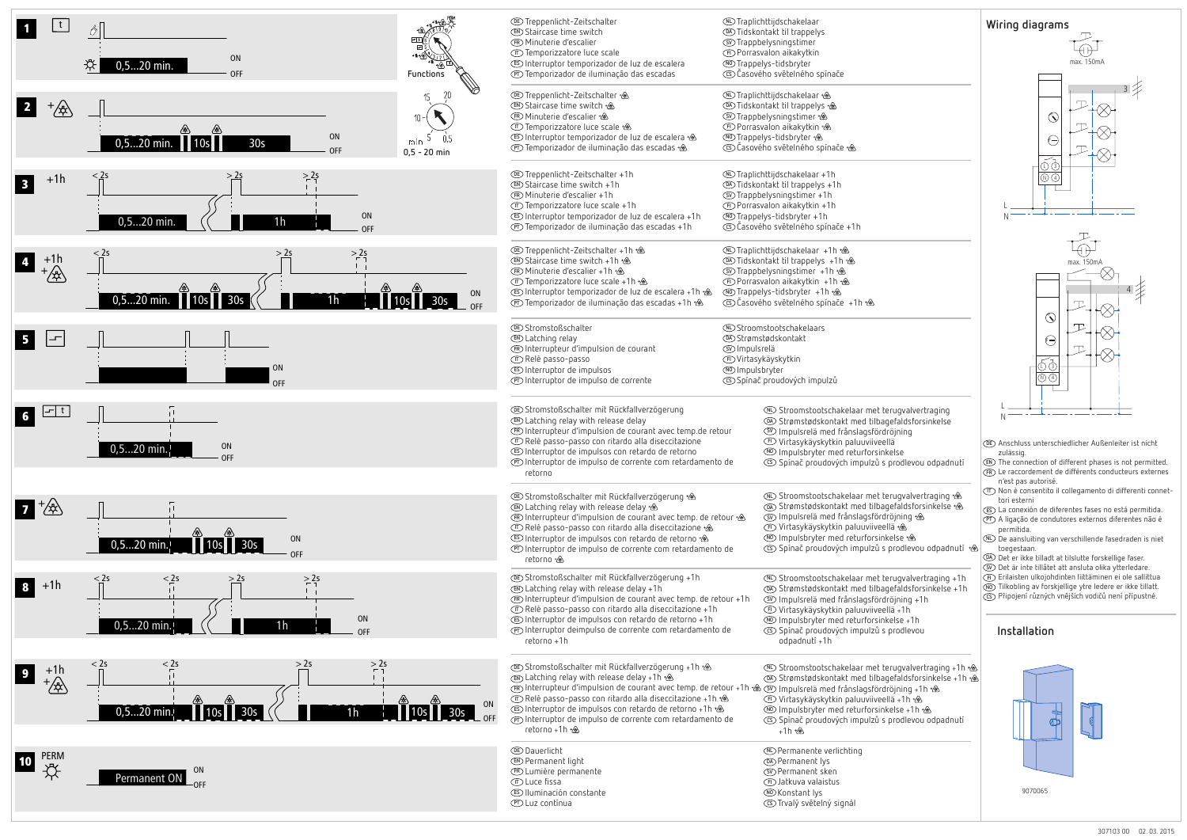## 1

t

0,5...20 min.

ON

OFF

Functions

(DE) Treppenlicht-Zeitschalter
(EN) Staircase time switch
(FR) Minuterie d'escalier
(IT) Temporizzatore luce scale
(ES) Interruptor temporizador de luz de escalera
(PT) Temporizador de iluminação das escadas
(NL) Traplichttijdschakelaar
(DA) Tidskontakt til trappelys
(SV) Trappbelysningstimer
(FI) Porrasvalon aikakytkin
(NO) Trappelys-tidsbryter
(CS) Časového světelného spínače

## 2

0,5...20 min. 10s 30s

ON

OFF

0,5 - 20 min

(DE) Treppenlicht-Zeitschalter
(EN) Staircase time switch
(FR) Minuterie d'escalier
(IT) Temporizzatore luce scale
(ES) Interruptor temporizador de luz de escalera
(PT) Temporizador de iluminação das escadas
(NL) Traplichttijdschakelaar
(DA) Tidskontakt til trappelys
(SV) Trappbelysningstimer
(FI) Porrasvalon aikakytkin
(NO) Trappelys-tidsbryter
(CS) Časového světelného spínače

## 3 +1h

< 2s > 2s > 2s

0,5...20 min. 1h

ON

OFF

(DE) Treppenlicht-Zeitschalter +1h
(EN) Staircase time switch +1h
(FR) Minuterie d'escalier +1h
(IT) Temporizzatore luce scale +1h
(ES) Interruptor temporizador de luz de escalera +1h
(PT) Temporizador de iluminação das escadas +1h
(NL) Traplichttijdschakelaar +1h
(DA) Tidskontakt til trappelys +1h
(SV) Trappbelysningstimer +1h
(FI) Porrasvalon aikakytkin +1h
(NO) Trappelys-tidsbryter +1h
(CS) Časového světelného spínače +1h

## 4 +1h

< 2s > 2s > 2s

0,5...20 min. 10s 30s 1h 10s 30s

ON

OFF

(DE) Treppenlicht-Zeitschalter +1h
(EN) Staircase time switch +1h
(FR) Minuterie d'escalier +1h
(IT) Temporizzatore luce scale +1h
(ES) Interruptor temporizador de luz de escalera +1h
(PT) Temporizador de iluminação das escadas +1h
(NL) Traplichttijdschakelaar +1h
(DA) Tidskontakt til trappelys +1h
(SV) Trappbelysningstimer +1h
(FI) Porrasvalon aikakytkin +1h
(NO) Trappelys-tidsbryter +1h
(CS) Časového světelného spínače +1h

## 5

ON

OFF

(DE) Stromstoßschalter
(EN) Latching relay
(FR) Interrupteur d'impulsion de courant
(IT) Relè passo-passo
(ES) Interruptor de impulsos
(PT) Interruptor de impulso de corrente
(NL) Stroomstootschakelaars
(DA) Strømstødskontakt
(SV) Impulsrelä
(FI) Virtasykäyskytkin
(NO) Impulsbryter
(CS) Spínač proudových impulzů

## 6

t

0,5...20 min.

ON

OFF

(DE) Stromstoßschalter mit Rückfallverzögerung
(EN) Latching relay with release delay
(FR) Interrupteur d'impulsion de courant avec temp.de retour
(IT) Relè passo-passo con ritardo alla diseccitazione
(ES) Interruptor de impulsos con retardo de retorno
(PT) Interruptor de impulso de corrente com retardamento de retorno
(NL) Stroomstootschakelaar met terugvalvertraging
(DA) Strømstødskontakt med tilbagefaldsforsinkelse
(SV) Impulsrelä med frånslagsfördröjning
(FI) Virtasykäyskytkin paluuviiveellä
(NO) Impulsbryter med returforsinkelse
(CS) Spínač proudových impulzů s prodlevou odpadnutí

## 7

0,5...20 min. 10s 30s

ON

OFF

(DE) Stromstoßschalter mit Rückfallverzögerung
(EN) Latching relay with release delay
(FR) Interrupteur d'impulsion de courant avec temp. de retour
(IT) Relè passo-passo con ritardo alla diseccitazione
(ES) Interruptor de impulsos con retardo de retorno
(PT) Interruptor de impulso de corrente com retardamento de retorno
(NL) Stroomstootschakelaar met terugvalvertraging
(DA) Strømstødskontakt med tilbagefaldsforsinkelse
(SV) Impulsrelä med frånslagsfördröjning
(FI) Virtasykäyskytkin paluuviiveellä
(NO) Impulsbryter med returforsinkelse
(CS) Spínač proudových impulzů s prodlevou odpadnutí

## 8 +1h

< 2s < 2s > 2s > 2s

0,5...20 min. 1h

ON

OFF

(DE) Stromstoßschalter mit Rückfallverzögerung +1h
(EN) Latching relay with release delay +1h
(FR) Interrupteur d'impulsion de courant avec temp. de retour +1h
(IT) Relè passo-passo con ritardo alla diseccitazione +1h
(ES) Interruptor de impulsos con retardo de retorno +1h
(PT) Interruptor deimpulso de corrente com retardamento de retorno +1h
(NL) Stroomstootschakelaar met terugvalvertraging +1h
(DA) Strømstødskontakt med tilbagefaldsforsinkelse +1h
(SV) Impulsrelä med frånslagsfördröjning +1h
(FI) Virtasykäyskytkin paluuviiveellä +1h
(NO) Impulsbryter med returforsinkelse +1h
(CS) Spínač proudových impulzů s prodlevou odpadnutí +1h

## 9 +1h

< 2s < 2s > 2s > 2s

0,5...20 min. 10s 30s 1h 10s 30s

ON

OFF

(DE) Stromstoßschalter mit Rückfallverzögerung +1h
(EN) Latching relay with release delay +1h
(FR) Interrupteur d'impulsion de courant avec temp. de retour +1h
(IT) Relè passo-passo con ritardo alla diseccitazione +1h
(ES) Interruptor de impulsos con retardo de retorno +1h
(PT) Interruptor de impulso de corrente com retardamento de retorno +1h
(NL) Stroomstootschakelaar met terugvalvertraging +1h
(DA) Strømstødskontakt med tilbagefaldsforsinkelse +1h
(SV) Impulsrelä med frånslagsfördröjning +1h
(FI) Virtasykäyskytkin paluuviiveellä +1h
(NO) Impulsbryter med returforsinkelse +1h
(CS) Spínač proudových impulzů s prodlevou odpadnutí +1h

## 10 PERM

Permanent ON

ON

OFF

(DE) Dauerlicht
(EN) Permanent light
(FR) Lumière permanente
(IT) Luce fissa
(ES) Iluminación constante
(PT) Luz contínua
(NL) Permanente verlichting
(DA) Permanent lys
(SV) Permanent sken
(FI) Jatkuva valaistus
(NO) Konstant lys
(CS) Trvalý světelný signál

## Wiring diagrams

max. 150mA

3

L

N

max. 150mA

4

L

N

(DE) Anschluss unterschiedlicher Außenleiter ist nicht zulässig.
(EN) The connection of different phases is not permitted.
(FR) Le raccordement de différents conducteurs externes n'est pas autorisé.
(IT) Non è consentito il collegamento di differenti connettori esterni
(ES) La conexión de diferentes fases no está permitida.
(PT) A ligação de condutores externos diferentes não é permitida.
(NL) De aansluiting van verschillende fasedraden is niet toegestaan.
(DA) Det er ikke tilladt at tilslutte forskellige faser.
(SV) Det är inte tillåtet att ansluta olika ytterledare.
(FI) Erilaisten ulkojohdinten liittäminen ei ole sallittua
(NO) Tilkobling av forskjellige ytre ledere er ikke tillatt.
(CS) Připojení různých vnějších vodičů není přípustné.

## Installation

9070065

307103 00 02. 03. 2015